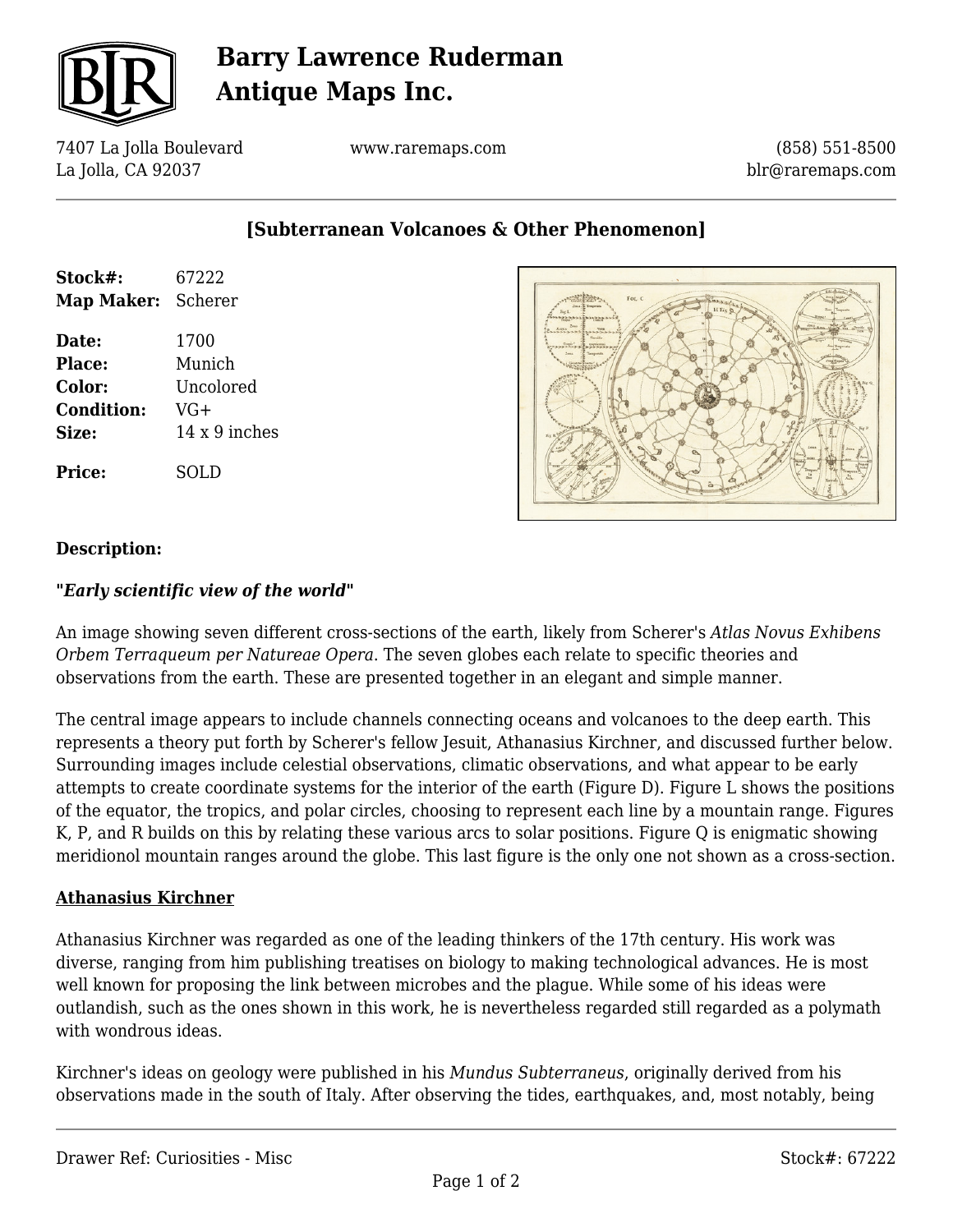# Barry Lawrence Ruderman Antique Maps Inc.

7407 La Jolla Boulevard
La Jolla, CA 92037

www.raremaps.com

(858) 551-8500
blr@raremaps.com

## [Subterranean Volcanoes & Other Phenomenon]

**Stock#:** 67222
**Map Maker:** Scherer

**Date:** 1700
**Place:** Munich
**Color:** Uncolored
**Condition:** VG+
**Size:** 14 x 9 inches

**Price:** SOLD

**Description:**

***"Early scientific view of the world"***

An image showing seven different cross-sections of the earth, likely from Scherer's *Atlas Novus Exhibens Orbem Terraqueum per Natureae Opera*. The seven globes each relate to specific theories and observations from the earth. These are presented together in an elegant and simple manner.

The central image appears to include channels connecting oceans and volcanoes to the deep earth. This represents a theory put forth by Scherer's fellow Jesuit, Athanasius Kirchner, and discussed further below. Surrounding images include celestial observations, climatic observations, and what appear to be early attempts to create coordinate systems for the interior of the earth (Figure D). Figure L shows the positions of the equator, the tropics, and polar circles, choosing to represent each line by a mountain range. Figures K, P, and R builds on this by relating these various arcs to solar positions. Figure Q is enigmatic showing meridionol mountain ranges around the globe. This last figure is the only one not shown as a cross-section.

**Athanasius Kirchner**

Athanasius Kirchner was regarded as one of the leading thinkers of the 17th century. His work was diverse, ranging from him publishing treatises on biology to making technological advances. He is most well known for proposing the link between microbes and the plague. While some of his ideas were outlandish, such as the ones shown in this work, he is nevertheless regarded still regarded as a polymath with wondrous ideas.

Kirchner's ideas on geology were published in his *Mundus Subterraneus*, originally derived from his observations made in the south of Italy. After observing the tides, earthquakes, and, most notably, being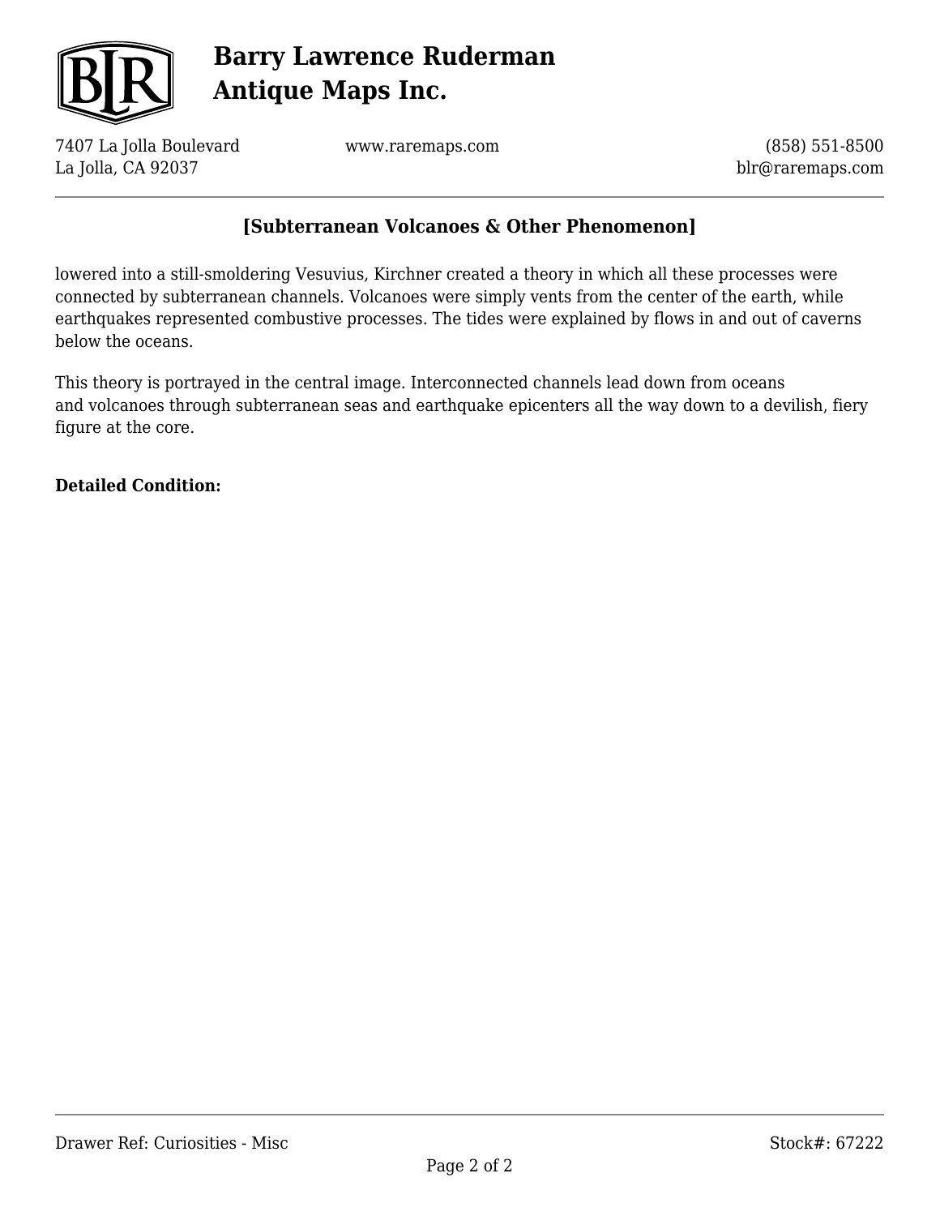## [Subterranean Volcanoes & Other Phenomenon]

lowered into a still-smoldering Vesuvius, Kirchner created a theory in which all these processes were connected by subterranean channels. Volcanoes were simply vents from the center of the earth, while earthquakes represented combustive processes. The tides were explained by flows in and out of caverns below the oceans.

This theory is portrayed in the central image. Interconnected channels lead down from oceans and volcanoes through subterranean seas and earthquake epicenters all the way down to a devilish, fiery figure at the core.

**Detailed Condition:**

Drawer Ref: Curiosities - Misc

Stock#: 67222